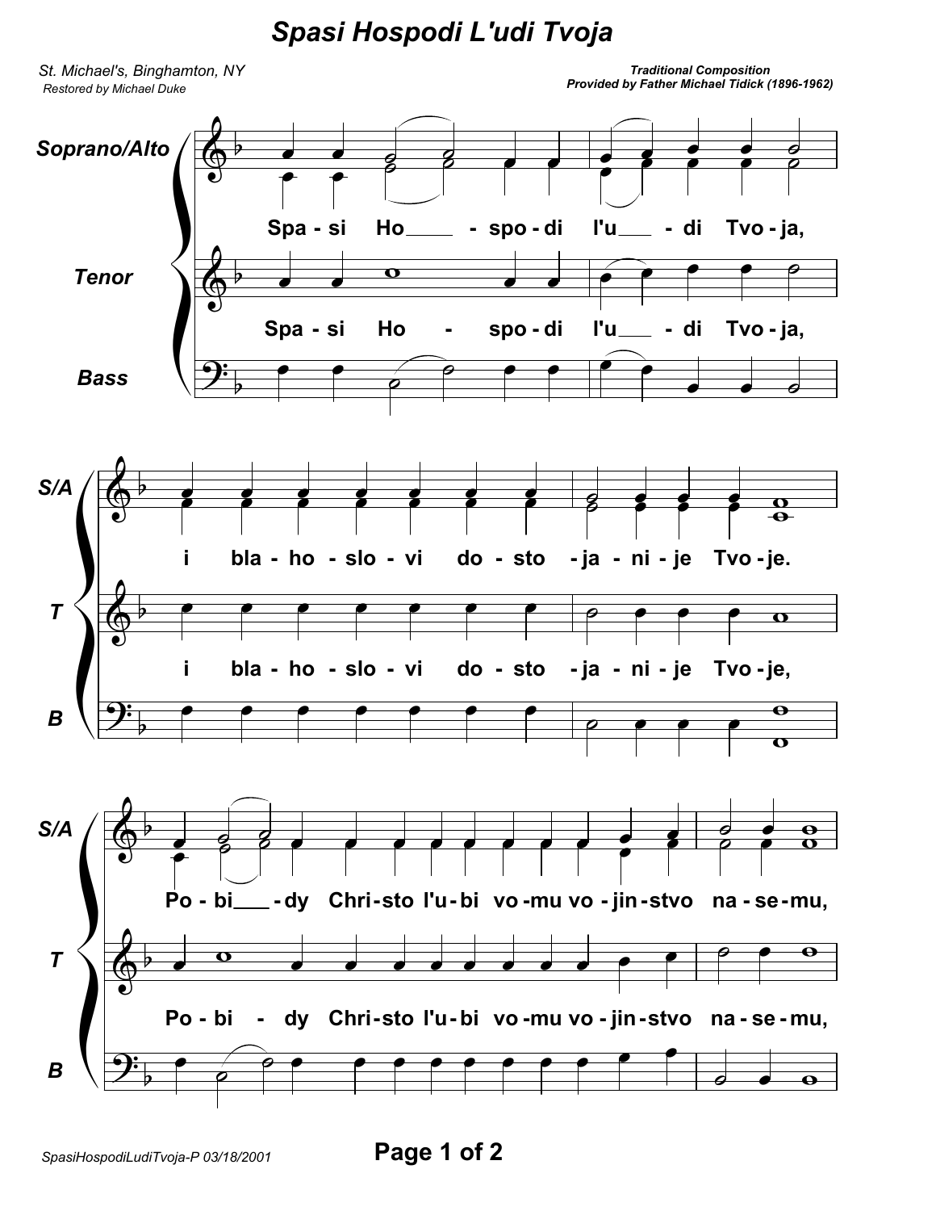# Spasi Hospodi L'udi Tvoja

*St. Michael's, Binghamton, NY*
*Restored by Michael Duke*

***Traditional Composition***
***Provided by Father Michael Tidick (1896-1962)***

**Soprano/Alto**

**Spa - si Ho___ - spo - di l'u___ - di Tvo - ja,**

**Tenor**

**Spa - si Ho - spo - di l'u___ - di Tvo - ja,**

**Bass**

**S/A**

**i bla - ho - slo - vi do - sto - ja - ni - je Tvo - je.**

**T**

**i bla - ho - slo - vi do - sto - ja - ni - je Tvo - je,**

**B**

**S/A**

**Po - bi___ - dy Chri - sto l'u - bi vo - mu vo - jin - stvo na - se - mu,**

**T**

**Po - bi - dy Chri - sto l'u - bi vo - mu vo - jin - stvo na - se - mu,**

**B**

SpasiHospodiLudiTvoja-P 03/18/2001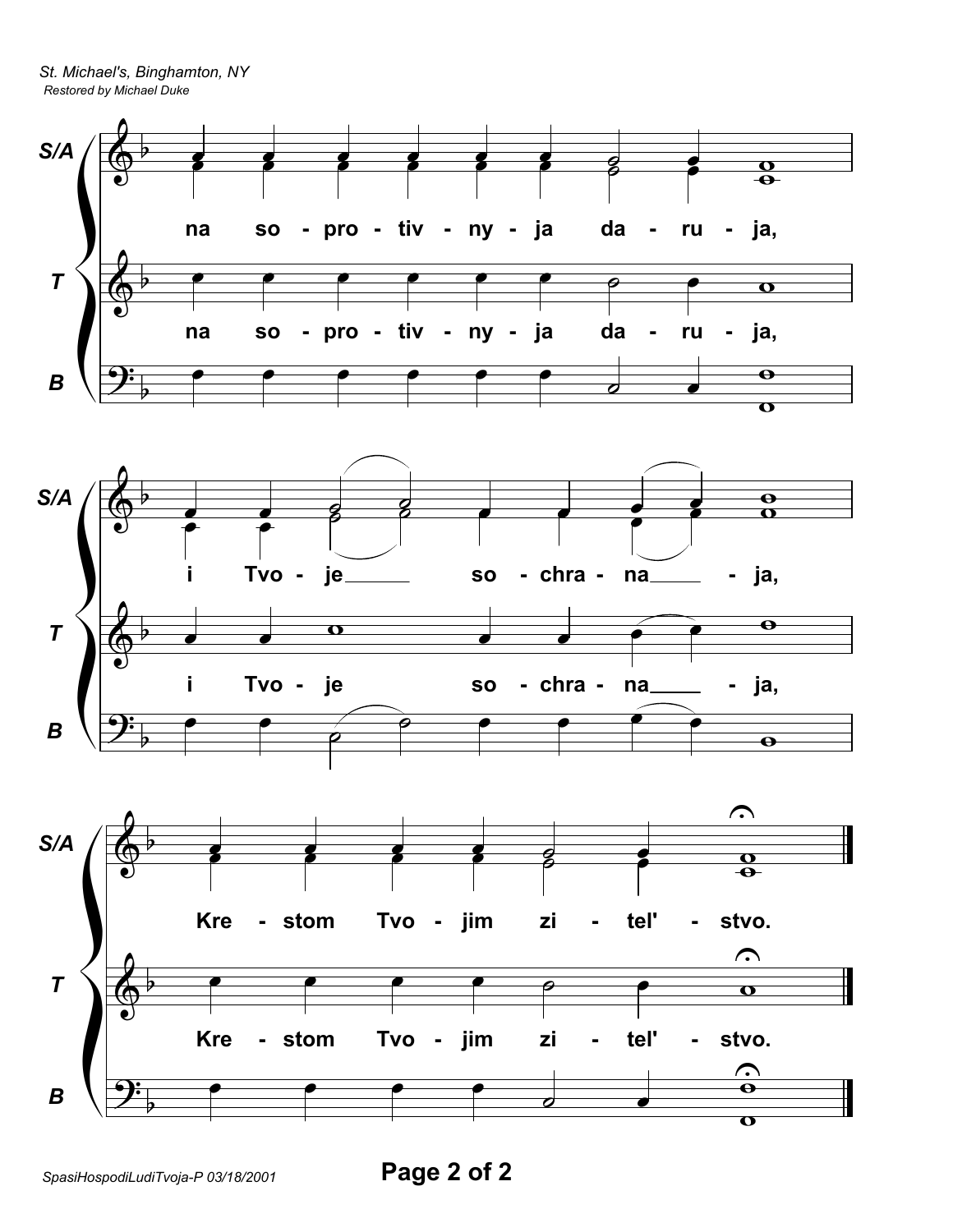na so - pro - tiv - ny - ja da - ru - ja,

i Tvo - je so - chra - na - ja,

Kre - stom Tvo - jim zi - tel' - stvo.